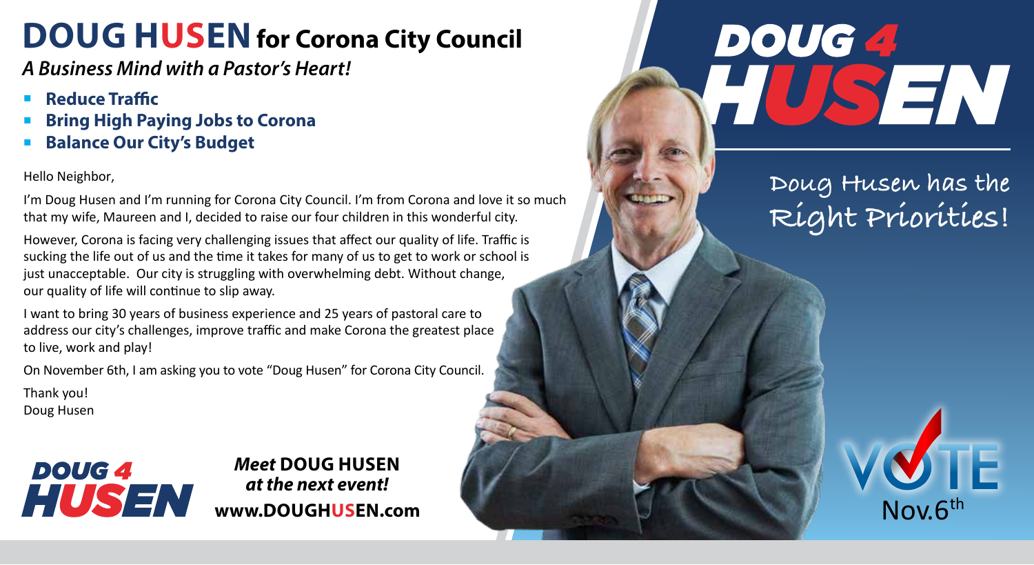# DOUG HUSEN for Corona City Council

***A Business Mind with a Pastor's Heart!***

- **Reduce Traffic**
- **Bring High Paying Jobs to Corona**
- **Balance Our City's Budget**

Hello Neighbor,

I'm Doug Husen and I'm running for Corona City Council. I'm from Corona and love it so much that my wife, Maureen and I, decided to raise our four children in this wonderful city.

However, Corona is facing very challenging issues that affect our quality of life. Traffic is sucking the life out of us and the time it takes for many of us to get to work or school is just unacceptable. Our city is struggling with overwhelming debt. Without change, our quality of life will continue to slip away.

I want to bring 30 years of business experience and 25 years of pastoral care to address our city's challenges, improve traffic and make Corona the greatest place to live, work and play!

On November 6th, I am asking you to vote "Doug Husen" for Corona City Council.

Thank you!
Doug Husen

**DOUG 4 HUSEN**

***Meet* DOUG HUSEN**
***at the next event!***
**www.DOUGHUSEN.com**

**DOUG 4 HUSEN**

Doug Husen has the Right Priorities!

VOTE Nov.6th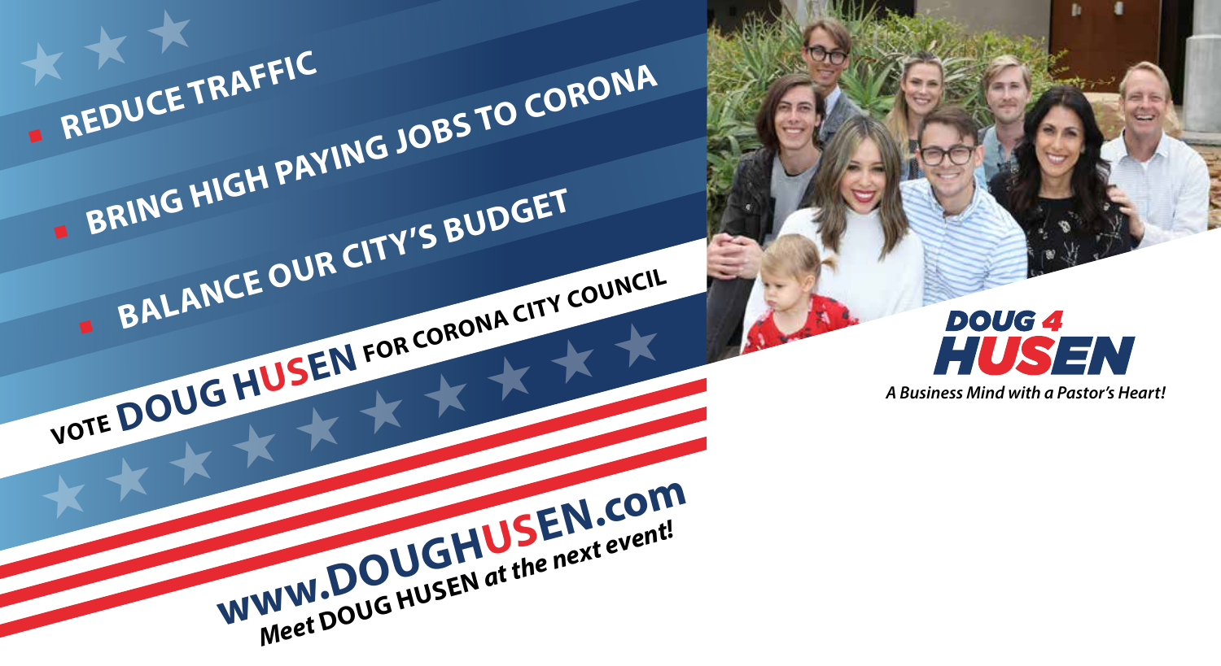- REDUCE TRAFFIC
- BRING HIGH PAYING JOBS TO CORONA
- BALANCE OUR CITY'S BUDGET

VOTE **DOUG HUSEN** FOR CORONA CITY COUNCIL

**www.DOUGHUSEN.com**

*Meet DOUG HUSEN at the next event!*

**DOUG 4 HUSEN**

*A Business Mind with a Pastor's Heart!*